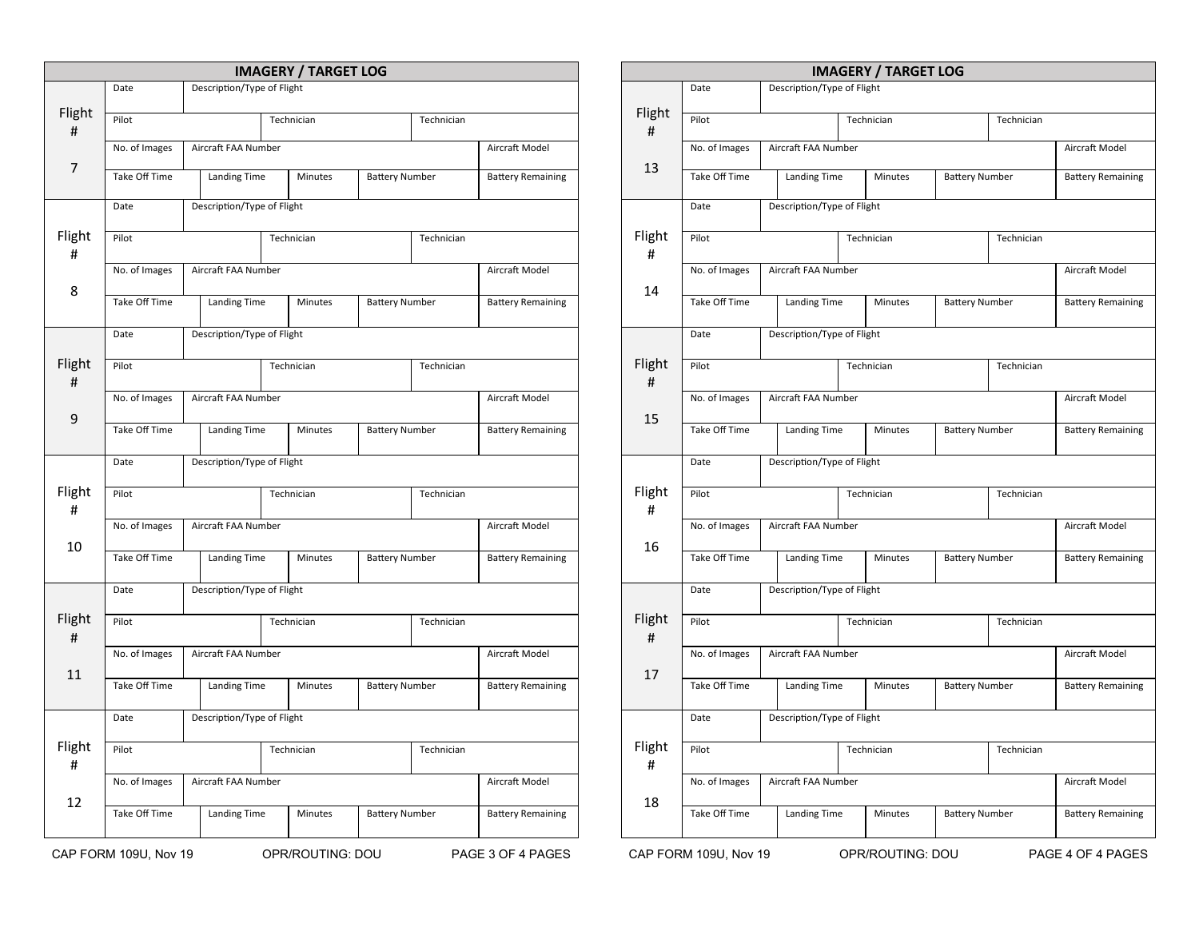## IMAGERY / TARGET LOG

| Flight # | | | | | |
|---|---|---|---|---|---|
| **Flight # 7** | Date | Description/Type of Flight | | | |
| | Pilot | Technician | Technician | | |
| | No. of Images | Aircraft FAA Number | | | Aircraft Model |
| | Take Off Time | Landing Time | Minutes | Battery Number | Battery Remaining |
| **Flight # 8** | Date | Description/Type of Flight | | | |
| | Pilot | Technician | Technician | | |
| | No. of Images | Aircraft FAA Number | | | Aircraft Model |
| | Take Off Time | Landing Time | Minutes | Battery Number | Battery Remaining |
| **Flight # 9** | Date | Description/Type of Flight | | | |
| | Pilot | Technician | Technician | | |
| | No. of Images | Aircraft FAA Number | | | Aircraft Model |
| | Take Off Time | Landing Time | Minutes | Battery Number | Battery Remaining |
| **Flight # 10** | Date | Description/Type of Flight | | | |
| | Pilot | Technician | Technician | | |
| | No. of Images | Aircraft FAA Number | | | Aircraft Model |
| | Take Off Time | Landing Time | Minutes | Battery Number | Battery Remaining |
| **Flight # 11** | Date | Description/Type of Flight | | | |
| | Pilot | Technician | Technician | | |
| | No. of Images | Aircraft FAA Number | | | Aircraft Model |
| | Take Off Time | Landing Time | Minutes | Battery Number | Battery Remaining |
| **Flight # 12** | Date | Description/Type of Flight | | | |
| | Pilot | Technician | Technician | | |
| | No. of Images | Aircraft FAA Number | | | Aircraft Model |
| | Take Off Time | Landing Time | Minutes | Battery Number | Battery Remaining |

CAP FORM 109U, Nov 19 OPR/ROUTING: DOU

## IMAGERY / TARGET LOG

| Flight # | | | | | |
|---|---|---|---|---|---|
| **Flight # 13** | Date | Description/Type of Flight | | | |
| | Pilot | Technician | Technician | | |
| | No. of Images | Aircraft FAA Number | | | Aircraft Model |
| | Take Off Time | Landing Time | Minutes | Battery Number | Battery Remaining |
| **Flight # 14** | Date | Description/Type of Flight | | | |
| | Pilot | Technician | Technician | | |
| | No. of Images | Aircraft FAA Number | | | Aircraft Model |
| | Take Off Time | Landing Time | Minutes | Battery Number | Battery Remaining |
| **Flight # 15** | Date | Description/Type of Flight | | | |
| | Pilot | Technician | Technician | | |
| | No. of Images | Aircraft FAA Number | | | Aircraft Model |
| | Take Off Time | Landing Time | Minutes | Battery Number | Battery Remaining |
| **Flight # 16** | Date | Description/Type of Flight | | | |
| | Pilot | Technician | Technician | | |
| | No. of Images | Aircraft FAA Number | | | Aircraft Model |
| | Take Off Time | Landing Time | Minutes | Battery Number | Battery Remaining |
| **Flight # 17** | Date | Description/Type of Flight | | | |
| | Pilot | Technician | Technician | | |
| | No. of Images | Aircraft FAA Number | | | Aircraft Model |
| | Take Off Time | Landing Time | Minutes | Battery Number | Battery Remaining |
| **Flight # 18** | Date | Description/Type of Flight | | | |
| | Pilot | Technician | Technician | | |
| | No. of Images | Aircraft FAA Number | | | Aircraft Model |
| | Take Off Time | Landing Time | Minutes | Battery Number | Battery Remaining |

CAP FORM 109U, Nov 19 OPR/ROUTING: DOU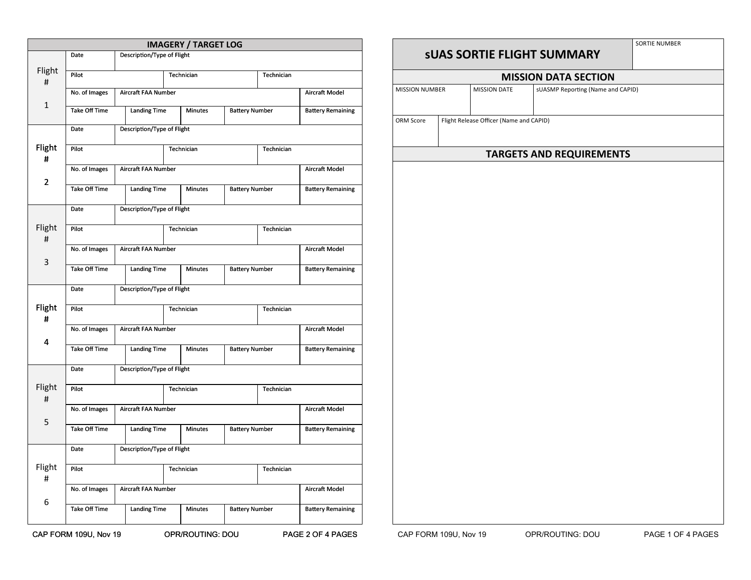## IMAGERY / TARGET LOG

| Flight # 1 | | | | | |
|---|---|---|---|---|---|
| Date | Description/Type of Flight | | | | |
| Pilot | | Technician | | Technician | |
| No. of Images | Aircraft FAA Number | | | | Aircraft Model |
| Take Off Time | Landing Time | Minutes | Battery Number | | Battery Remaining |

| Flight # 2 | | | | | |
|---|---|---|---|---|---|
| Date | Description/Type of Flight | | | | |
| Pilot | | Technician | | Technician | |
| No. of Images | Aircraft FAA Number | | | | Aircraft Model |
| Take Off Time | Landing Time | Minutes | Battery Number | | Battery Remaining |

| Flight # 3 | | | | | |
|---|---|---|---|---|---|
| Date | Description/Type of Flight | | | | |
| Pilot | | Technician | | Technician | |
| No. of Images | Aircraft FAA Number | | | | Aircraft Model |
| Take Off Time | Landing Time | Minutes | Battery Number | | Battery Remaining |

| Flight # 4 | | | | | |
|---|---|---|---|---|---|
| Date | Description/Type of Flight | | | | |
| Pilot | | Technician | | Technician | |
| No. of Images | Aircraft FAA Number | | | | Aircraft Model |
| Take Off Time | Landing Time | Minutes | Battery Number | | Battery Remaining |

| Flight # 5 | | | | | |
|---|---|---|---|---|---|
| Date | Description/Type of Flight | | | | |
| Pilot | | Technician | | Technician | |
| No. of Images | Aircraft FAA Number | | | | Aircraft Model |
| Take Off Time | Landing Time | Minutes | Battery Number | | Battery Remaining |

| Flight # 6 | | | | | |
|---|---|---|---|---|---|
| Date | Description/Type of Flight | | | | |
| Pilot | | Technician | | Technician | |
| No. of Images | Aircraft FAA Number | | | | Aircraft Model |
| Take Off Time | Landing Time | Minutes | Battery Number | | Battery Remaining |

# sUAS SORTIE FLIGHT SUMMARY

| SORTIE NUMBER |
|---|
| |

## MISSION DATA SECTION

| MISSION NUMBER | MISSION DATE | sUASMP Reporting (Name and CAPID) |
|---|---|---|
| | | |

| ORM Score | Flight Release Officer (Name and CAPID) |
|---|---|
| | |

## TARGETS AND REQUIREMENTS